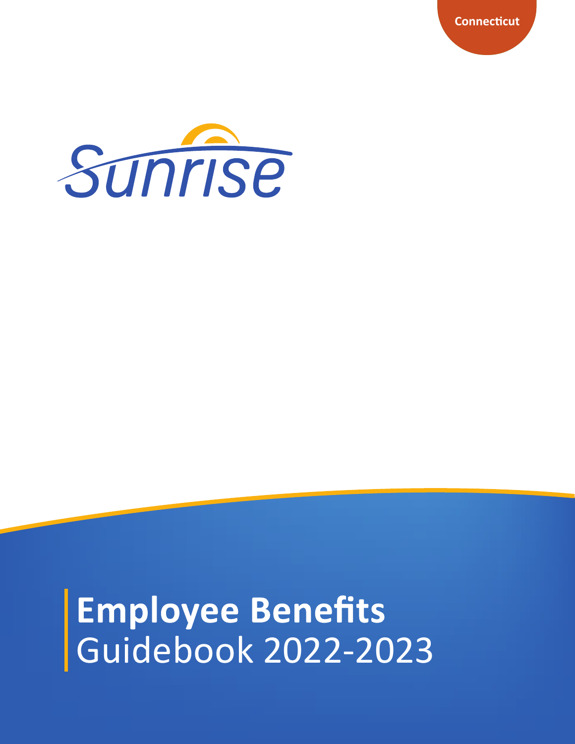Connecticut

Sunrise

# Employee Benefits
Guidebook 2022-2023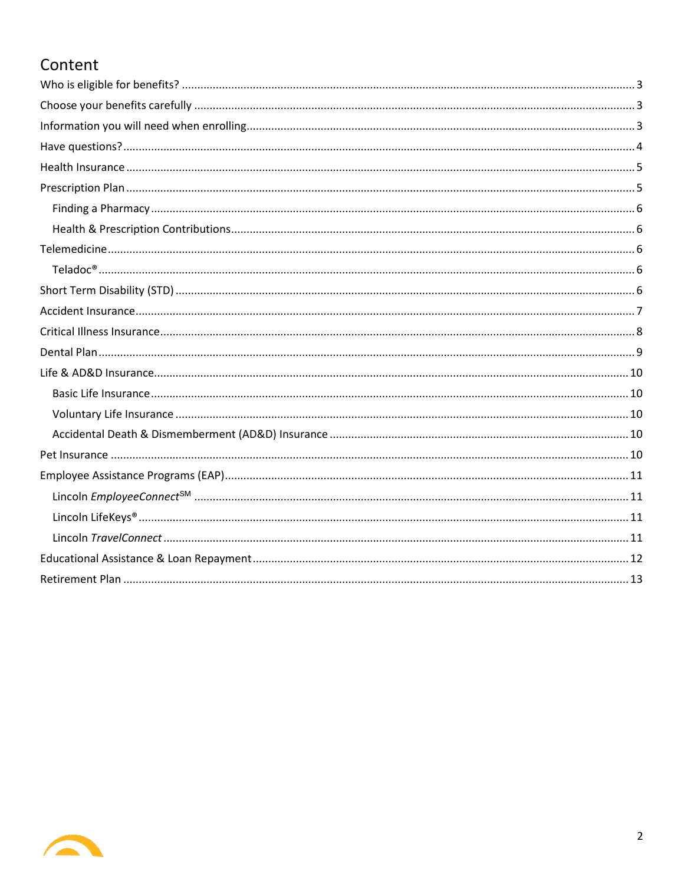# Content

- Who is eligible for benefits? ....... 3
- Choose your benefits carefully ....... 3
- Information you will need when enrolling ....... 3
- Have questions? ....... 4
- Health Insurance ....... 5
- Prescription Plan ....... 5
  - Finding a Pharmacy ....... 6
  - Health & Prescription Contributions ....... 6
- Telemedicine ....... 6
  - Teladoc® ....... 6
- Short Term Disability (STD) ....... 6
- Accident Insurance ....... 7
- Critical Illness Insurance ....... 8
- Dental Plan ....... 9
- Life & AD&D Insurance ....... 10
  - Basic Life Insurance ....... 10
  - Voluntary Life Insurance ....... 10
  - Accidental Death & Dismemberment (AD&D) Insurance ....... 10
- Pet Insurance ....... 10
- Employee Assistance Programs (EAP) ....... 11
  - Lincoln *EmployeeConnect*SM ....... 11
  - Lincoln LifeKeys® ....... 11
  - Lincoln *TravelConnect* ....... 11
- Educational Assistance & Loan Repayment ....... 12
- Retirement Plan ....... 13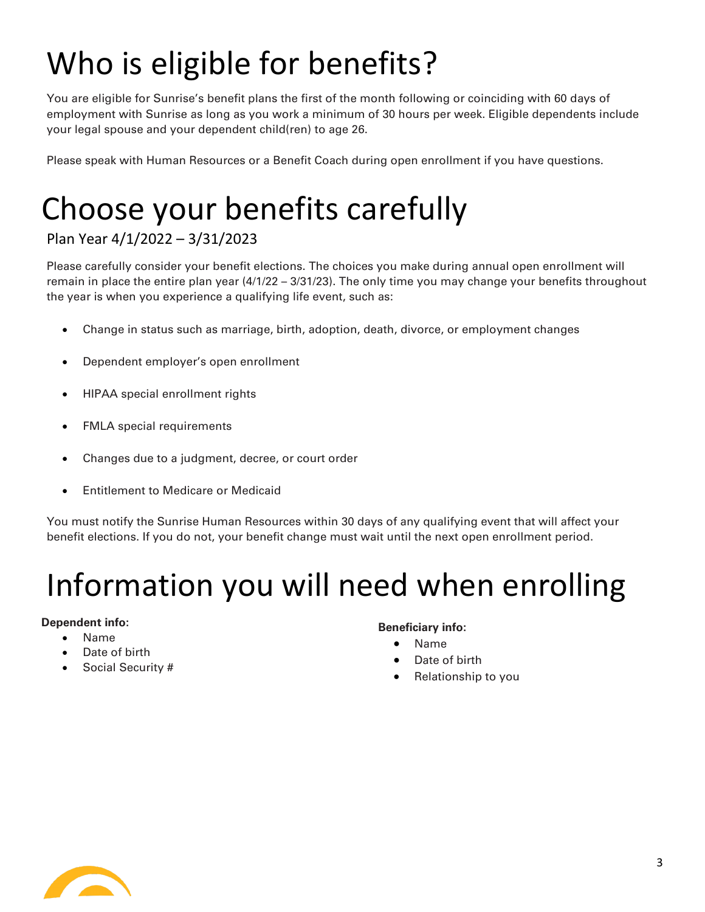# Who is eligible for benefits?

You are eligible for Sunrise's benefit plans the first of the month following or coinciding with 60 days of employment with Sunrise as long as you work a minimum of 30 hours per week. Eligible dependents include your legal spouse and your dependent child(ren) to age 26.

Please speak with Human Resources or a Benefit Coach during open enrollment if you have questions.

# Choose your benefits carefully

## Plan Year 4/1/2022 – 3/31/2023

Please carefully consider your benefit elections. The choices you make during annual open enrollment will remain in place the entire plan year (4/1/22 – 3/31/23). The only time you may change your benefits throughout the year is when you experience a qualifying life event, such as:

- Change in status such as marriage, birth, adoption, death, divorce, or employment changes
- Dependent employer's open enrollment
- HIPAA special enrollment rights
- FMLA special requirements
- Changes due to a judgment, decree, or court order
- Entitlement to Medicare or Medicaid

You must notify the Sunrise Human Resources within 30 days of any qualifying event that will affect your benefit elections. If you do not, your benefit change must wait until the next open enrollment period.

# Information you will need when enrolling

**Dependent info:**

- Name
- Date of birth
- Social Security #

**Beneficiary info:**

- Name
- Date of birth
- Relationship to you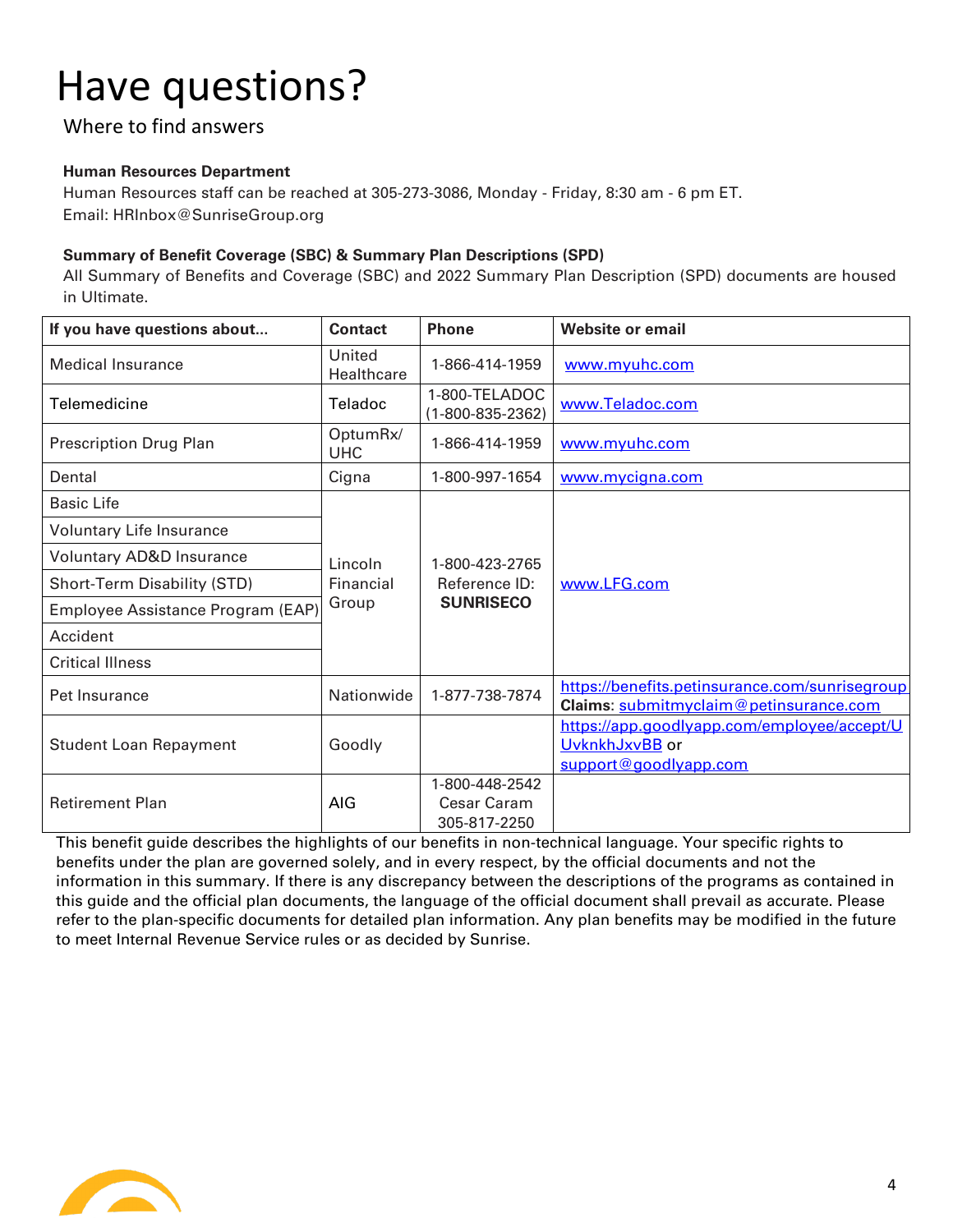# Have questions?

Where to find answers

**Human Resources Department**

Human Resources staff can be reached at 305-273-3086, Monday - Friday, 8:30 am - 6 pm ET.
Email: HRInbox@SunriseGroup.org

**Summary of Benefit Coverage (SBC) & Summary Plan Descriptions (SPD)**

All Summary of Benefits and Coverage (SBC) and 2022 Summary Plan Description (SPD) documents are housed in Ultimate.

| If you have questions about... | Contact | Phone | Website or email |
|---|---|---|---|
| Medical Insurance | United Healthcare | 1-866-414-1959 | www.myuhc.com |
| Telemedicine | Teladoc | 1-800-TELADOC (1-800-835-2362) | www.Teladoc.com |
| Prescription Drug Plan | OptumRx/ UHC | 1-866-414-1959 | www.myuhc.com |
| Dental | Cigna | 1-800-997-1654 | www.mycigna.com |
| Basic Life | Lincoln Financial Group | 1-800-423-2765 Reference ID: **SUNRISECO** | www.LFG.com |
| Voluntary Life Insurance | | | |
| Voluntary AD&D Insurance | | | |
| Short-Term Disability (STD) | | | |
| Employee Assistance Program (EAP) | | | |
| Accident | | | |
| Critical Illness | | | |
| Pet Insurance | Nationwide | 1-877-738-7874 | https://benefits.petinsurance.com/sunrisegroup **Claims**: submitmyclaim@petinsurance.com |
| Student Loan Repayment | Goodly | | https://app.goodlyapp.com/employee/accept/UUvknkhJxvBB or support@goodlyapp.com |
| Retirement Plan | AIG | 1-800-448-2542 Cesar Caram 305-817-2250 | |

This benefit guide describes the highlights of our benefits in non-technical language. Your specific rights to benefits under the plan are governed solely, and in every respect, by the official documents and not the information in this summary. If there is any discrepancy between the descriptions of the programs as contained in this guide and the official plan documents, the language of the official document shall prevail as accurate. Please refer to the plan-specific documents for detailed plan information. Any plan benefits may be modified in the future to meet Internal Revenue Service rules or as decided by Sunrise.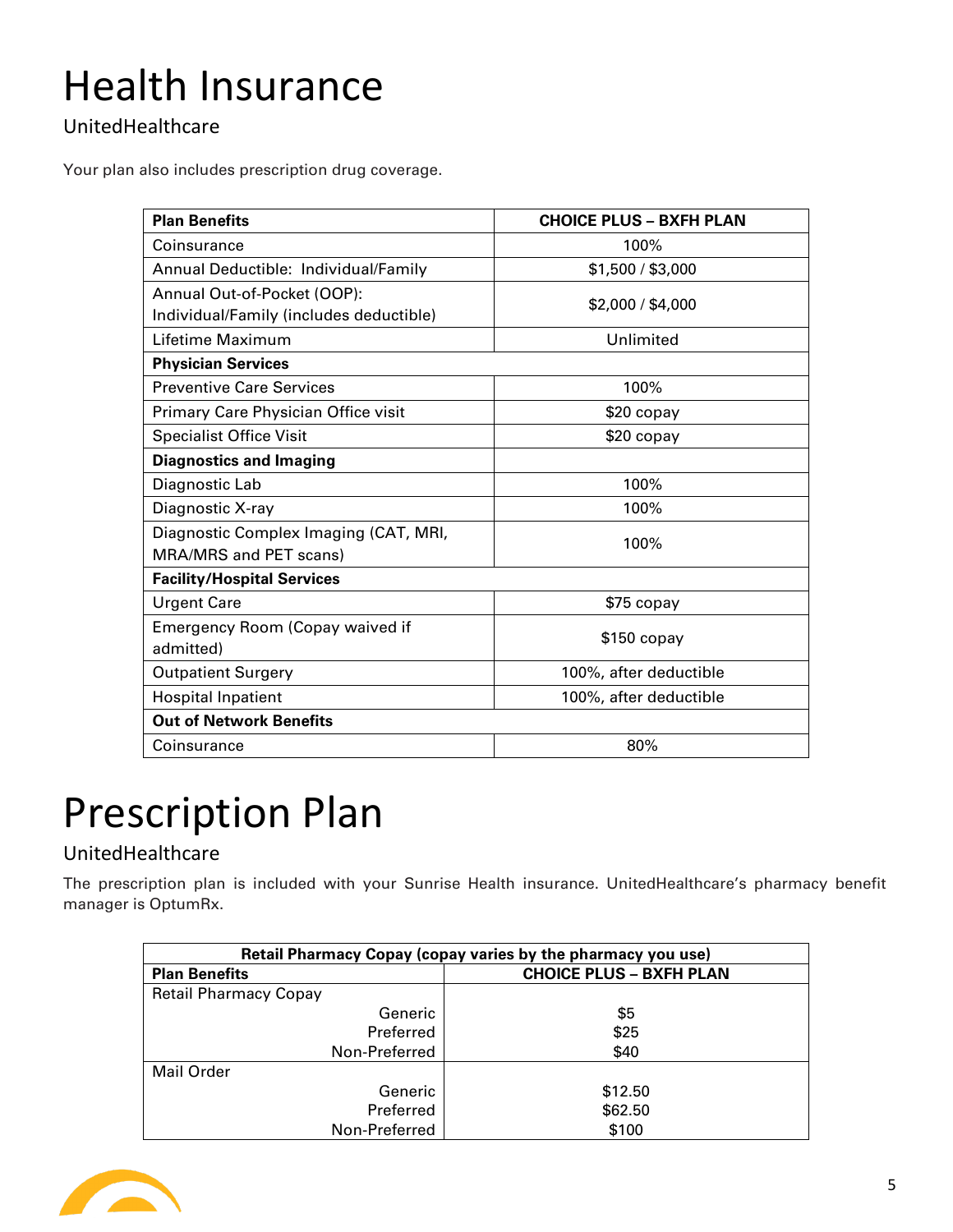# Health Insurance

## UnitedHealthcare

Your plan also includes prescription drug coverage.

| Plan Benefits | CHOICE PLUS – BXFH PLAN |
|---|---|
| Coinsurance | 100% |
| Annual Deductible: Individual/Family | $1,500 / $3,000 |
| Annual Out-of-Pocket (OOP): Individual/Family (includes deductible) | $2,000 / $4,000 |
| Lifetime Maximum | Unlimited |
| **Physician Services** | |
| Preventive Care Services | 100% |
| Primary Care Physician Office visit | $20 copay |
| Specialist Office Visit | $20 copay |
| **Diagnostics and Imaging** | |
| Diagnostic Lab | 100% |
| Diagnostic X-ray | 100% |
| Diagnostic Complex Imaging (CAT, MRI, MRA/MRS and PET scans) | 100% |
| **Facility/Hospital Services** | |
| Urgent Care | $75 copay |
| Emergency Room (Copay waived if admitted) | $150 copay |
| Outpatient Surgery | 100%, after deductible |
| Hospital Inpatient | 100%, after deductible |
| **Out of Network Benefits** | |
| Coinsurance | 80% |

# Prescription Plan

## UnitedHealthcare

The prescription plan is included with your Sunrise Health insurance. UnitedHealthcare's pharmacy benefit manager is OptumRx.

| Retail Pharmacy Copay (copay varies by the pharmacy you use) | |
|---|---|
| **Plan Benefits** | **CHOICE PLUS – BXFH PLAN** |
| Retail Pharmacy Copay | |
| Generic | $5 |
| Preferred | $25 |
| Non-Preferred | $40 |
| Mail Order | |
| Generic | $12.50 |
| Preferred | $62.50 |
| Non-Preferred | $100 |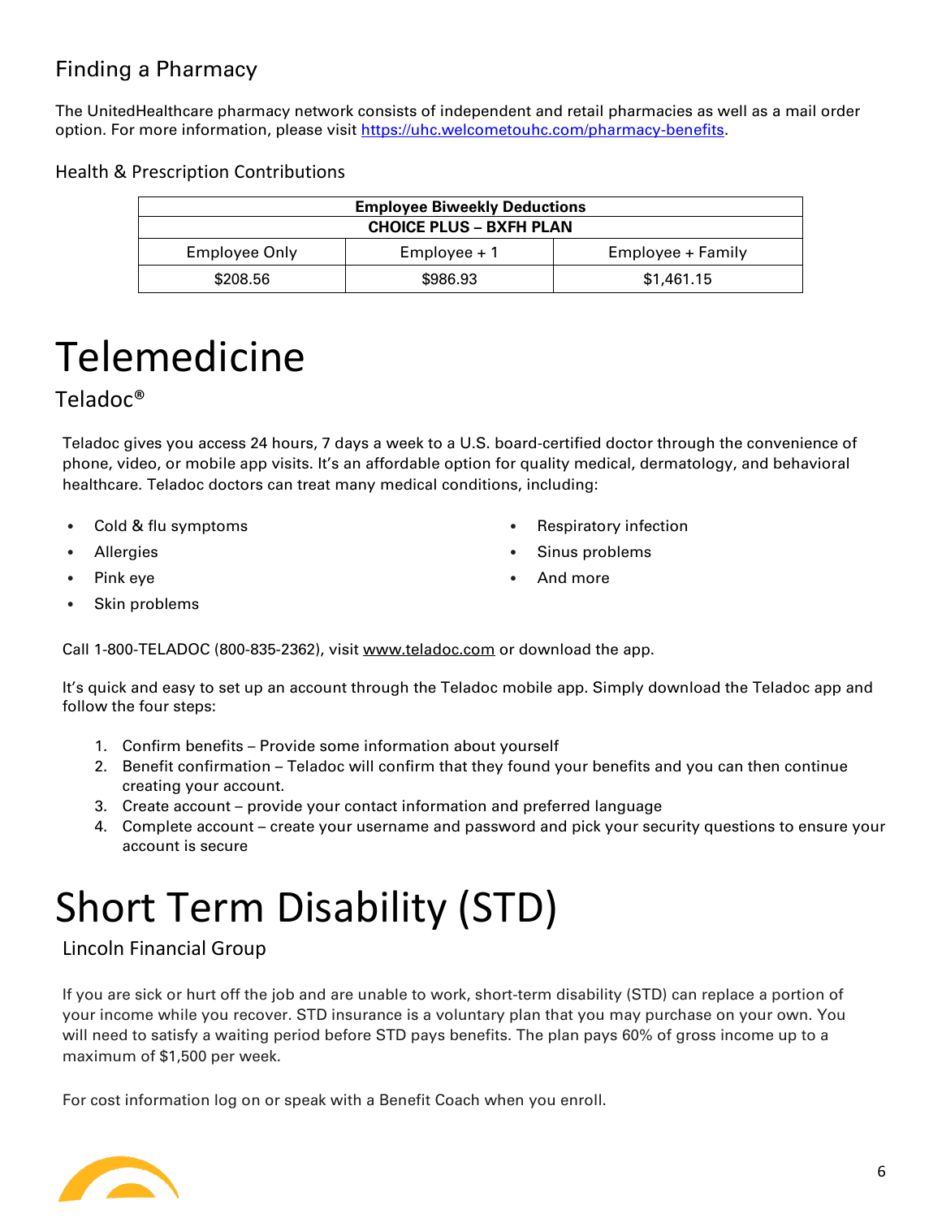## Finding a Pharmacy

The UnitedHealthcare pharmacy network consists of independent and retail pharmacies as well as a mail order option. For more information, please visit [https://uhc.welcometouhc.com/pharmacy-benefits](https://uhc.welcometouhc.com/pharmacy-benefits).

### Health & Prescription Contributions

| **Employee Biweekly Deductions** | | |
|---|---|---|
| **CHOICE PLUS – BXFH PLAN** | | |
| Employee Only | Employee + 1 | Employee + Family |
| $208.56 | $986.93 | $1,461.15 |

# Telemedicine

## Teladoc®

Teladoc gives you access 24 hours, 7 days a week to a U.S. board-certified doctor through the convenience of phone, video, or mobile app visits. It's an affordable option for quality medical, dermatology, and behavioral healthcare. Teladoc doctors can treat many medical conditions, including:

- Cold & flu symptoms
- Allergies
- Pink eye
- Skin problems
- Respiratory infection
- Sinus problems
- And more

Call 1-800-TELADOC (800-835-2362), visit www.teladoc.com or download the app.

It's quick and easy to set up an account through the Teladoc mobile app. Simply download the Teladoc app and follow the four steps:

1. Confirm benefits – Provide some information about yourself
2. Benefit confirmation – Teladoc will confirm that they found your benefits and you can then continue creating your account.
3. Create account – provide your contact information and preferred language
4. Complete account – create your username and password and pick your security questions to ensure your account is secure

# Short Term Disability (STD)

## Lincoln Financial Group

If you are sick or hurt off the job and are unable to work, short-term disability (STD) can replace a portion of your income while you recover. STD insurance is a voluntary plan that you may purchase on your own. You will need to satisfy a waiting period before STD pays benefits. The plan pays 60% of gross income up to a maximum of $1,500 per week.

For cost information log on or speak with a Benefit Coach when you enroll.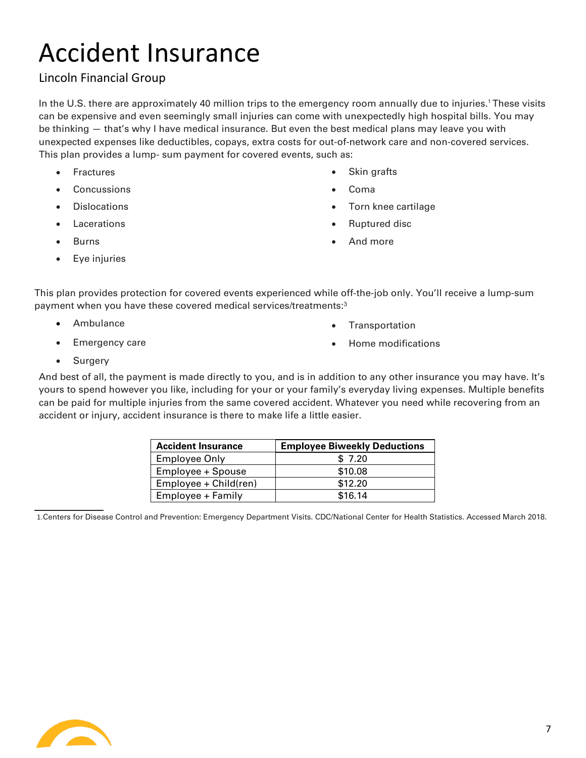# Accident Insurance

## Lincoln Financial Group

In the U.S. there are approximately 40 million trips to the emergency room annually due to injuries.[1] These visits can be expensive and even seemingly small injuries can come with unexpectedly high hospital bills. You may be thinking — that's why I have medical insurance. But even the best medical plans may leave you with unexpected expenses like deductibles, copays, extra costs for out-of-network care and non-covered services. This plan provides a lump- sum payment for covered events, such as:

- Fractures
- Concussions
- Dislocations
- Lacerations
- Burns
- Eye injuries
- Skin grafts
- Coma
- Torn knee cartilage
- Ruptured disc
- And more

This plan provides protection for covered events experienced while off-the-job only. You'll receive a lump-sum payment when you have these covered medical services/treatments:[3]

- Ambulance
- Emergency care
- Surgery
- Transportation
- Home modifications

And best of all, the payment is made directly to you, and is in addition to any other insurance you may have. It's yours to spend however you like, including for your or your family's everyday living expenses. Multiple benefits can be paid for multiple injuries from the same covered accident. Whatever you need while recovering from an accident or injury, accident insurance is there to make life a little easier.

| Accident Insurance | Employee Biweekly Deductions |
|---|---|
| Employee Only | $ 7.20 |
| Employee + Spouse | $10.08 |
| Employee + Child(ren) | $12.20 |
| Employee + Family | $16.14 |

1.Centers for Disease Control and Prevention: Emergency Department Visits. CDC/National Center for Health Statistics. Accessed March 2018.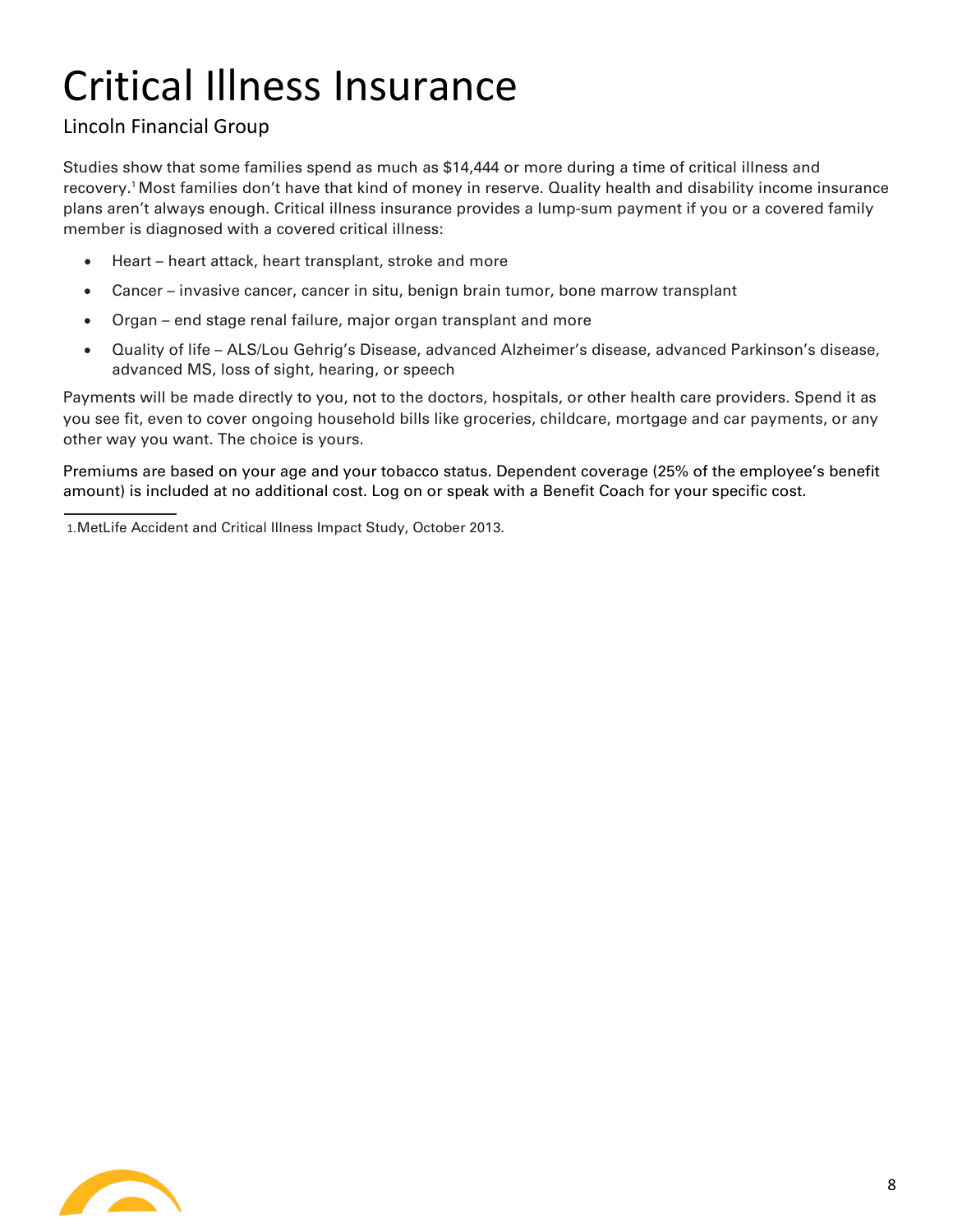# Critical Illness Insurance

## Lincoln Financial Group

Studies show that some families spend as much as $14,444 or more during a time of critical illness and recovery.[1] Most families don't have that kind of money in reserve. Quality health and disability income insurance plans aren't always enough. Critical illness insurance provides a lump-sum payment if you or a covered family member is diagnosed with a covered critical illness:

- Heart – heart attack, heart transplant, stroke and more
- Cancer – invasive cancer, cancer in situ, benign brain tumor, bone marrow transplant
- Organ – end stage renal failure, major organ transplant and more
- Quality of life – ALS/Lou Gehrig's Disease, advanced Alzheimer's disease, advanced Parkinson's disease, advanced MS, loss of sight, hearing, or speech

Payments will be made directly to you, not to the doctors, hospitals, or other health care providers. Spend it as you see fit, even to cover ongoing household bills like groceries, childcare, mortgage and car payments, or any other way you want. The choice is yours.

Premiums are based on your age and your tobacco status. Dependent coverage (25% of the employee's benefit amount) is included at no additional cost. Log on or speak with a Benefit Coach for your specific cost.

---

1. MetLife Accident and Critical Illness Impact Study, October 2013.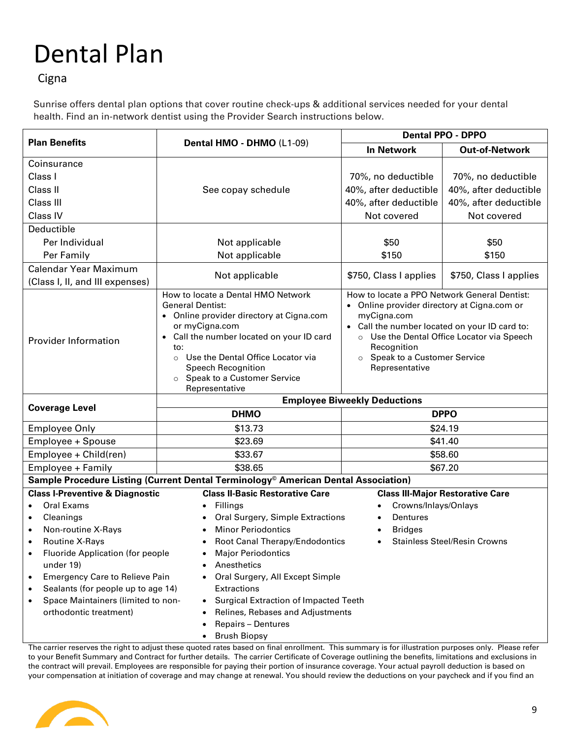# Dental Plan

Cigna

Sunrise offers dental plan options that cover routine check-ups & additional services needed for your dental health. Find an in-network dentist using the Provider Search instructions below.

| Plan Benefits | Dental HMO - DHMO (L1-09) | Dental PPO - DPPO | |
|---|---|---|---|
| | | In Network | Out-of-Network |
| Coinsurance<br>Class I<br>Class II<br>Class III<br>Class IV | See copay schedule | <br>70%, no deductible<br>40%, after deductible<br>40%, after deductible<br>Not covered | <br>70%, no deductible<br>40%, after deductible<br>40%, after deductible<br>Not covered |
| Deductible<br>Per Individual<br>Per Family | <br>Not applicable<br>Not applicable | <br>$50<br>$150 | <br>$50<br>$150 |
| Calendar Year Maximum (Class I, II, and III expenses) | Not applicable | $750, Class I applies | $750, Class I applies |
| Provider Information | How to locate a Dental HMO Network General Dentist:<br>• Online provider directory at Cigna.com or myCigna.com<br>• Call the number located on your ID card to:<br>○ Use the Dental Office Locator via Speech Recognition<br>○ Speak to a Customer Service Representative | How to locate a PPO Network General Dentist:<br>• Online provider directory at Cigna.com or myCigna.com<br>• Call the number located on your ID card to:<br>○ Use the Dental Office Locator via Speech Recognition<br>○ Speak to a Customer Service Representative | |

| Coverage Level | Employee Biweekly Deductions | |
|---|---|---|
| | DHMO | DPPO |
| Employee Only | $13.73 | $24.19 |
| Employee + Spouse | $23.69 | $41.40 |
| Employee + Child(ren) | $33.67 | $58.60 |
| Employee + Family | $38.65 | $67.20 |

**Sample Procedure Listing (Current Dental Terminology© American Dental Association)**

**Class I-Preventive & Diagnostic**

- Oral Exams
- Cleanings
- Non-routine X-Rays
- Routine X-Rays
- Fluoride Application (for people under 19)
- Emergency Care to Relieve Pain
- Sealants (for people up to age 14)
- Space Maintainers (limited to non-orthodontic treatment)

**Class II-Basic Restorative Care**

- Fillings
- Oral Surgery, Simple Extractions
- Minor Periodontics
- Root Canal Therapy/Endodontics
- Major Periodontics
- Anesthetics
- Oral Surgery, All Except Simple Extractions
- Surgical Extraction of Impacted Teeth
- Relines, Rebases and Adjustments
- Repairs – Dentures
- Brush Biopsy

**Class III-Major Restorative Care**

- Crowns/Inlays/Onlays
- Dentures
- Bridges
- Stainless Steel/Resin Crowns

The carrier reserves the right to adjust these quoted rates based on final enrollment. This summary is for illustration purposes only. Please refer to your Benefit Summary and Contract for further details. The carrier Certificate of Coverage outlining the benefits, limitations and exclusions in the contract will prevail. Employees are responsible for paying their portion of insurance coverage. Your actual payroll deduction is based on your compensation at initiation of coverage and may change at renewal. You should review the deductions on your paycheck and if you find an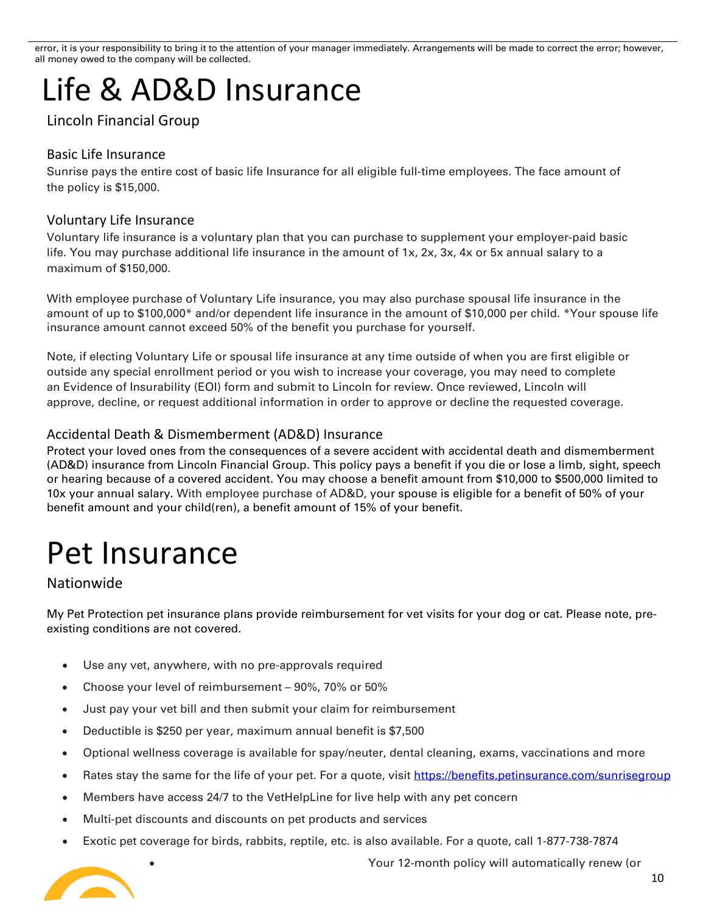error, it is your responsibility to bring it to the attention of your manager immediately. Arrangements will be made to correct the error; however, all money owed to the company will be collected.

# Life & AD&D Insurance

## Lincoln Financial Group

### Basic Life Insurance

Sunrise pays the entire cost of basic life Insurance for all eligible full-time employees. The face amount of the policy is $15,000.

### Voluntary Life Insurance

Voluntary life insurance is a voluntary plan that you can purchase to supplement your employer-paid basic life. You may purchase additional life insurance in the amount of 1x, 2x, 3x, 4x or 5x annual salary to a maximum of $150,000.

With employee purchase of Voluntary Life insurance, you may also purchase spousal life insurance in the amount of up to $100,000* and/or dependent life insurance in the amount of $10,000 per child. *Your spouse life insurance amount cannot exceed 50% of the benefit you purchase for yourself.

Note, if electing Voluntary Life or spousal life insurance at any time outside of when you are first eligible or outside any special enrollment period or you wish to increase your coverage, you may need to complete an Evidence of Insurability (EOI) form and submit to Lincoln for review. Once reviewed, Lincoln will approve, decline, or request additional information in order to approve or decline the requested coverage.

### Accidental Death & Dismemberment (AD&D) Insurance

Protect your loved ones from the consequences of a severe accident with accidental death and dismemberment (AD&D) insurance from Lincoln Financial Group. This policy pays a benefit if you die or lose a limb, sight, speech or hearing because of a covered accident. You may choose a benefit amount from $10,000 to $500,000 limited to 10x your annual salary. With employee purchase of AD&D, your spouse is eligible for a benefit of 50% of your benefit amount and your child(ren), a benefit amount of 15% of your benefit.

# Pet Insurance

## Nationwide

My Pet Protection pet insurance plans provide reimbursement for vet visits for your dog or cat. Please note, pre-existing conditions are not covered.

- Use any vet, anywhere, with no pre-approvals required
- Choose your level of reimbursement – 90%, 70% or 50%
- Just pay your vet bill and then submit your claim for reimbursement
- Deductible is $250 per year, maximum annual benefit is $7,500
- Optional wellness coverage is available for spay/neuter, dental cleaning, exams, vaccinations and more
- Rates stay the same for the life of your pet. For a quote, visit https://benefits.petinsurance.com/sunrisegroup
- Members have access 24/7 to the VetHelpLine for live help with any pet concern
- Multi-pet discounts and discounts on pet products and services
- Exotic pet coverage for birds, rabbits, reptile, etc. is also available. For a quote, call 1-877-738-7874
- Your 12-month policy will automatically renew (or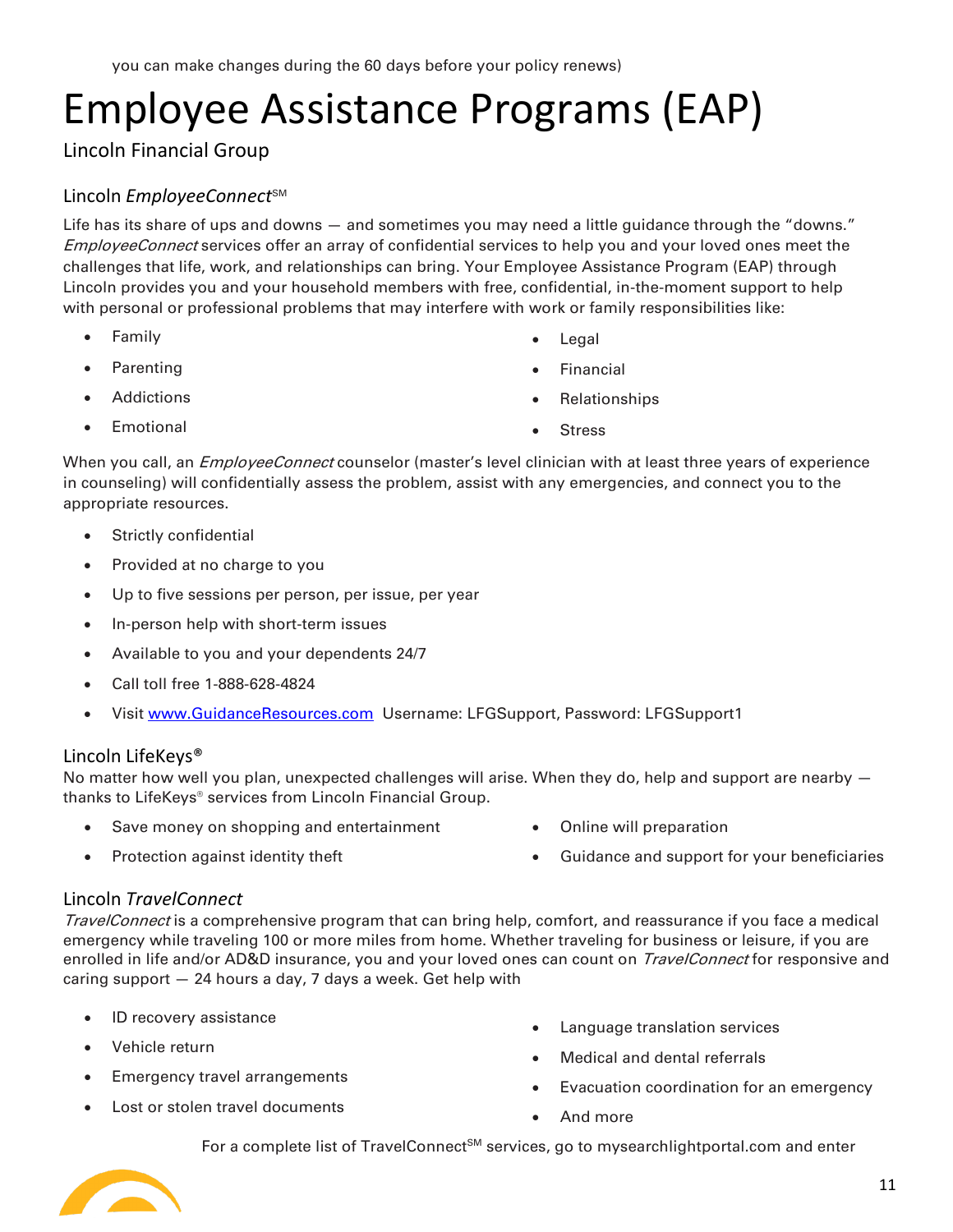you can make changes during the 60 days before your policy renews)

# Employee Assistance Programs (EAP)

## Lincoln Financial Group

### Lincoln *EmployeeConnect*SM

Life has its share of ups and downs — and sometimes you may need a little guidance through the "downs." *EmployeeConnect* services offer an array of confidential services to help you and your loved ones meet the challenges that life, work, and relationships can bring. Your Employee Assistance Program (EAP) through Lincoln provides you and your household members with free, confidential, in-the-moment support to help with personal or professional problems that may interfere with work or family responsibilities like:

- Family
- Parenting
- Addictions
- Emotional
- Legal
- Financial
- Relationships
- Stress

When you call, an *EmployeeConnect* counselor (master's level clinician with at least three years of experience in counseling) will confidentially assess the problem, assist with any emergencies, and connect you to the appropriate resources.

- Strictly confidential
- Provided at no charge to you
- Up to five sessions per person, per issue, per year
- In-person help with short-term issues
- Available to you and your dependents 24/7
- Call toll free 1-888-628-4824
- Visit [www.GuidanceResources.com](www.GuidanceResources.com) Username: LFGSupport, Password: LFGSupport1

### Lincoln LifeKeys®

No matter how well you plan, unexpected challenges will arise. When they do, help and support are nearby — thanks to LifeKeys® services from Lincoln Financial Group.

- Save money on shopping and entertainment
- Protection against identity theft
- Online will preparation
- Guidance and support for your beneficiaries

### Lincoln *TravelConnect*

*TravelConnect* is a comprehensive program that can bring help, comfort, and reassurance if you face a medical emergency while traveling 100 or more miles from home. Whether traveling for business or leisure, if you are enrolled in life and/or AD&D insurance, you and your loved ones can count on *TravelConnect* for responsive and caring support — 24 hours a day, 7 days a week. Get help with

- ID recovery assistance
- Vehicle return
- Emergency travel arrangements
- Lost or stolen travel documents
- Language translation services
- Medical and dental referrals
- Evacuation coordination for an emergency
- And more

For a complete list of TravelConnectSM services, go to mysearchlightportal.com and enter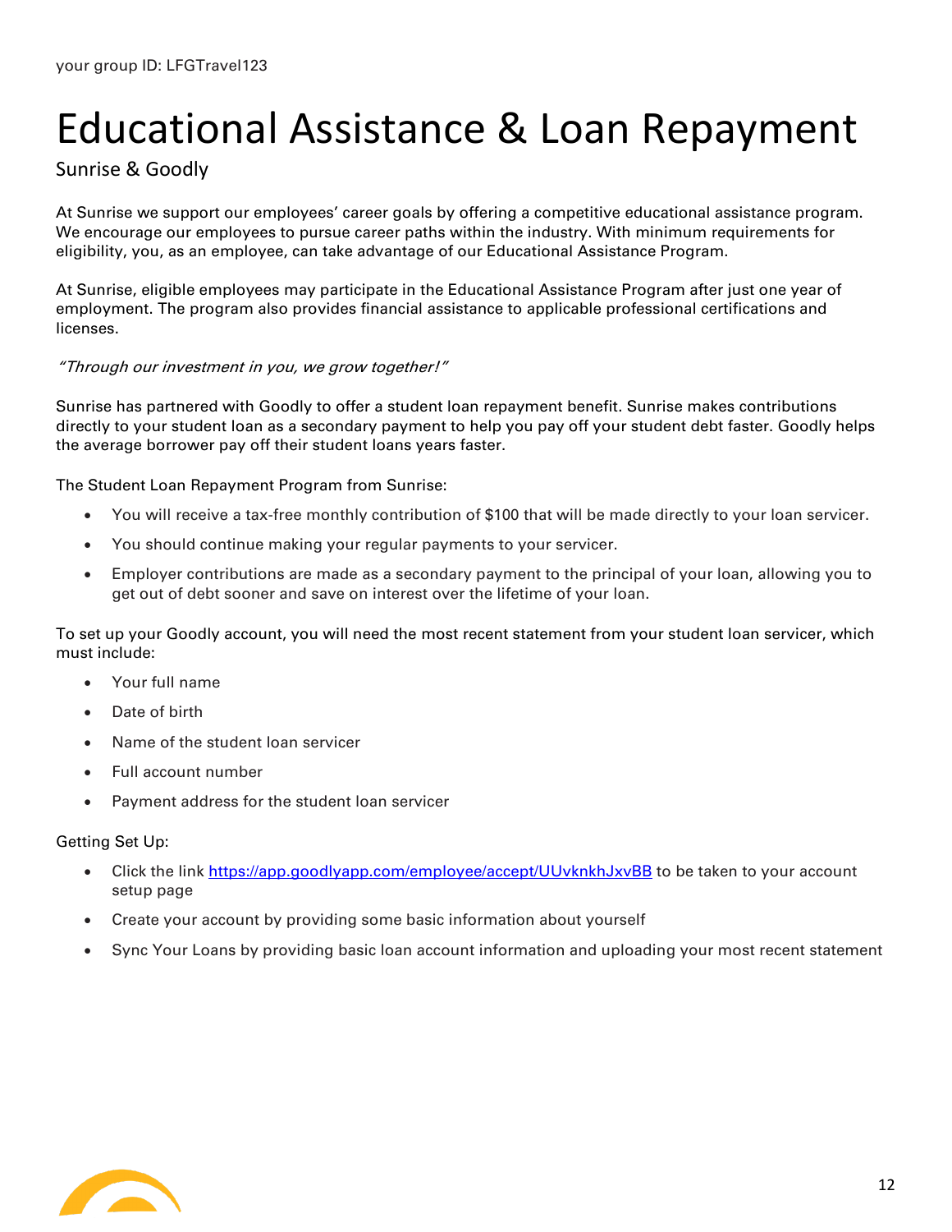your group ID: LFGTravel123

# Educational Assistance & Loan Repayment

Sunrise & Goodly

At Sunrise we support our employees' career goals by offering a competitive educational assistance program. We encourage our employees to pursue career paths within the industry. With minimum requirements for eligibility, you, as an employee, can take advantage of our Educational Assistance Program.

At Sunrise, eligible employees may participate in the Educational Assistance Program after just one year of employment. The program also provides financial assistance to applicable professional certifications and licenses.

*"Through our investment in you, we grow together!"*

Sunrise has partnered with Goodly to offer a student loan repayment benefit. Sunrise makes contributions directly to your student loan as a secondary payment to help you pay off your student debt faster. Goodly helps the average borrower pay off their student loans years faster.

The Student Loan Repayment Program from Sunrise:

- You will receive a tax-free monthly contribution of $100 that will be made directly to your loan servicer.
- You should continue making your regular payments to your servicer.
- Employer contributions are made as a secondary payment to the principal of your loan, allowing you to get out of debt sooner and save on interest over the lifetime of your loan.

To set up your Goodly account, you will need the most recent statement from your student loan servicer, which must include:

- Your full name
- Date of birth
- Name of the student loan servicer
- Full account number
- Payment address for the student loan servicer

Getting Set Up:

- Click the link [https://app.goodlyapp.com/employee/accept/UUvknkhJxvBB](https://app.goodlyapp.com/employee/accept/UUvknkhJxvBB) to be taken to your account setup page
- Create your account by providing some basic information about yourself
- Sync Your Loans by providing basic loan account information and uploading your most recent statement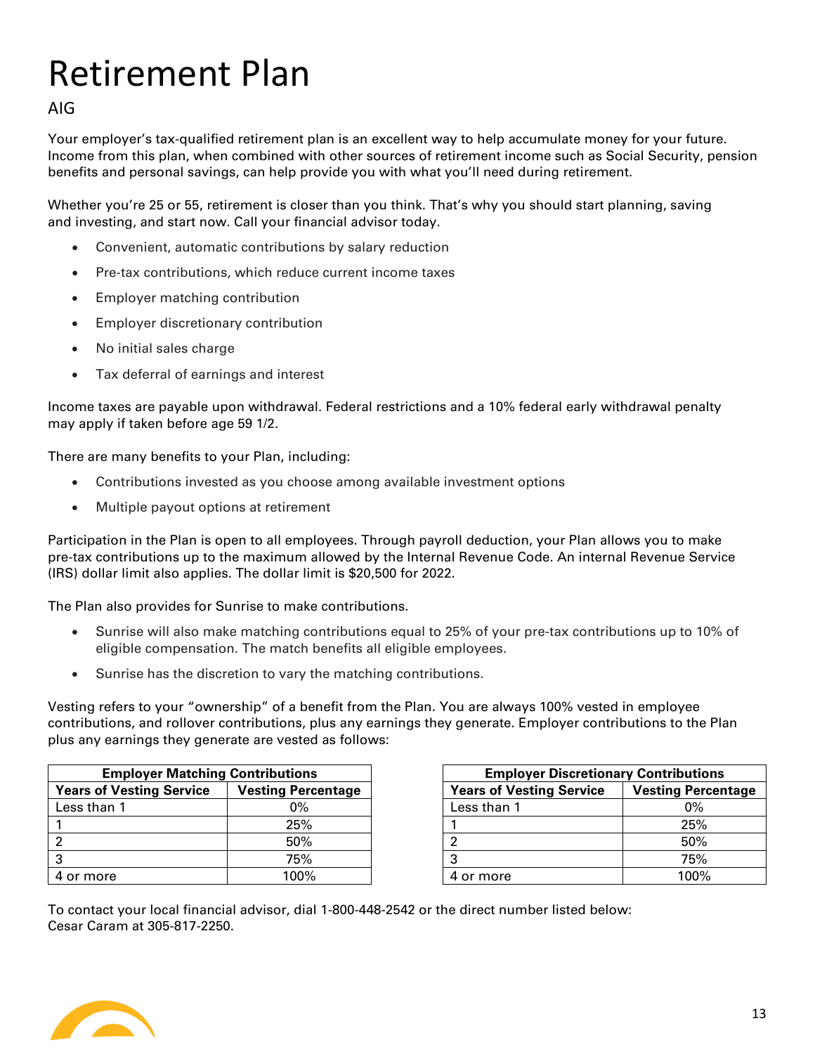# Retirement Plan

AIG

Your employer's tax-qualified retirement plan is an excellent way to help accumulate money for your future. Income from this plan, when combined with other sources of retirement income such as Social Security, pension benefits and personal savings, can help provide you with what you'll need during retirement.

Whether you're 25 or 55, retirement is closer than you think. That's why you should start planning, saving and investing, and start now. Call your financial advisor today.

- Convenient, automatic contributions by salary reduction
- Pre-tax contributions, which reduce current income taxes
- Employer matching contribution
- Employer discretionary contribution
- No initial sales charge
- Tax deferral of earnings and interest

Income taxes are payable upon withdrawal. Federal restrictions and a 10% federal early withdrawal penalty may apply if taken before age 59 1/2.

There are many benefits to your Plan, including:

- Contributions invested as you choose among available investment options
- Multiple payout options at retirement

Participation in the Plan is open to all employees. Through payroll deduction, your Plan allows you to make pre-tax contributions up to the maximum allowed by the Internal Revenue Code. An internal Revenue Service (IRS) dollar limit also applies. The dollar limit is $20,500 for 2022.

The Plan also provides for Sunrise to make contributions.

- Sunrise will also make matching contributions equal to 25% of your pre-tax contributions up to 10% of eligible compensation. The match benefits all eligible employees.
- Sunrise has the discretion to vary the matching contributions.

Vesting refers to your "ownership" of a benefit from the Plan. You are always 100% vested in employee contributions, and rollover contributions, plus any earnings they generate. Employer contributions to the Plan plus any earnings they generate are vested as follows:

| Employer Matching Contributions | |
|---|---|
| **Years of Vesting Service** | **Vesting Percentage** |
| Less than 1 | 0% |
| 1 | 25% |
| 2 | 50% |
| 3 | 75% |
| 4 or more | 100% |

| Employer Discretionary Contributions | |
|---|---|
| **Years of Vesting Service** | **Vesting Percentage** |
| Less than 1 | 0% |
| 1 | 25% |
| 2 | 50% |
| 3 | 75% |
| 4 or more | 100% |

To contact your local financial advisor, dial 1-800-448-2542 or the direct number listed below:
Cesar Caram at 305-817-2250.